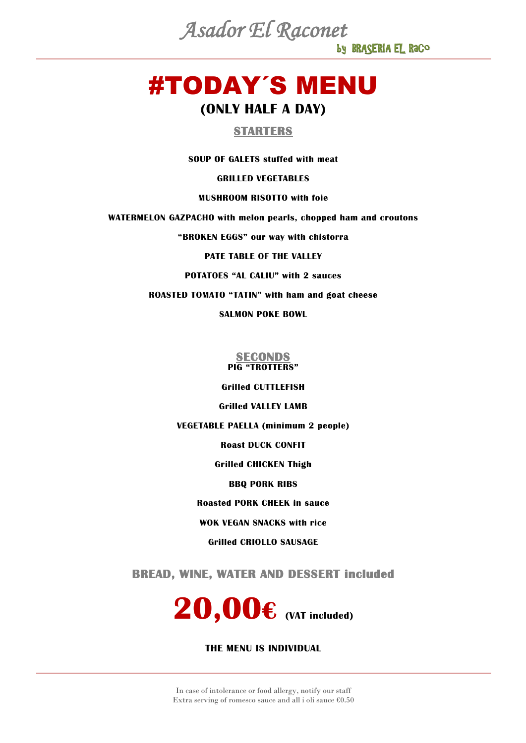# Asador El Raconet

by BRASERIA EL RaCo

# #TODAY´S MENU

## (ONLY HALF A DAY)

### STARTERS

**SOUP OF GALETS stuffed with meat**

**GRILLED VEGETABLES**

**MUSHROOM RISOTTO with foie**

**WATERMELON GAZPACHO with melon pearls, chopped ham and croutons**

**“BROKEN EGGS” our way with chistorra**

**PATE TABLE OF THE VALLEY**

**POTATOES “AL CALIU” with 2 sauces**

**ROASTED TOMATO “TATIN” with ham and goat cheese**

**SALMON POKE BOWL**

### SECONDS

**PIG “TROTTERS”**

**Grilled CUTTLEFISH**

**Grilled VALLEY LAMB**

**VEGETABLE PAELLA (minimum 2 people)**

**Roast DUCK CONFIT**

**Grilled CHICKEN Thigh**

**BBQ PORK RIBS**

**Roasted PORK CHEEK in sauce**

**WOK VEGAN SNACKS with rice**

**Grilled CRIOLLO SAUSAGE**

**BREAD, WINE, WATER AND DESSERT included**

# 20,00€ (VAT included)

**THE MENU IS INDIVIDUAL**

In case of intolerance or food allergy, notify our staff
Extra serving of romesco sauce and all i oli sauce €0.50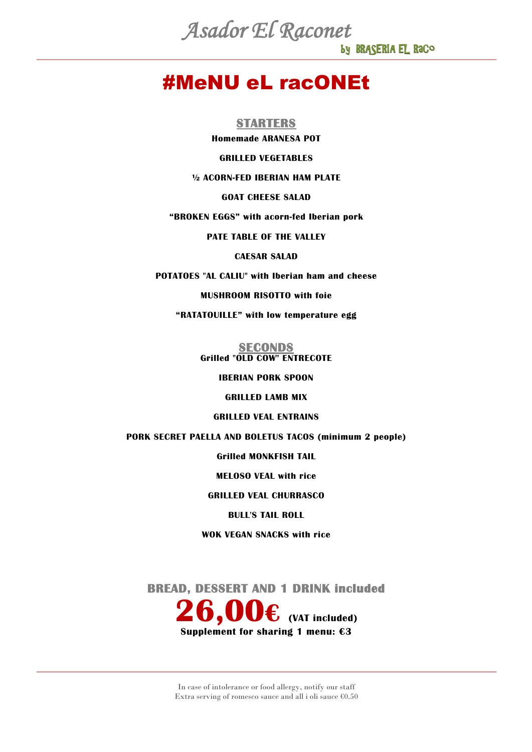# Asador El Raconet

by BRASERIA EL RaCo

# #MeNU eL racONEt

## STARTERS

**Homemade ARANESA POT**

**GRILLED VEGETABLES**

**½ ACORN-FED IBERIAN HAM PLATE**

**GOAT CHEESE SALAD**

**“BROKEN EGGS” with acorn-fed Iberian pork**

**PATE TABLE OF THE VALLEY**

**CAESAR SALAD**

**POTATOES "AL CALIU" with Iberian ham and cheese**

**MUSHROOM RISOTTO with foie**

**“RATATOUILLE” with low temperature egg**

## SECONDS

**Grilled "OLD COW" ENTRECOTE**

**IBERIAN PORK SPOON**

**GRILLED LAMB MIX**

**GRILLED VEAL ENTRAINS**

**PORK SECRET PAELLA AND BOLETUS TACOS (minimum 2 people)**

**Grilled MONKFISH TAIL**

**MELOSO VEAL with rice**

**GRILLED VEAL CHURRASCO**

**BULL'S TAIL ROLL**

**WOK VEGAN SNACKS with rice**

**BREAD, DESSERT AND 1 DRINK included**

# 26,00€ (VAT included)

**Supplement for sharing 1 menu: €3**

In case of intolerance or food allergy, notify our staff
Extra serving of romesco sauce and all i oli sauce €0.50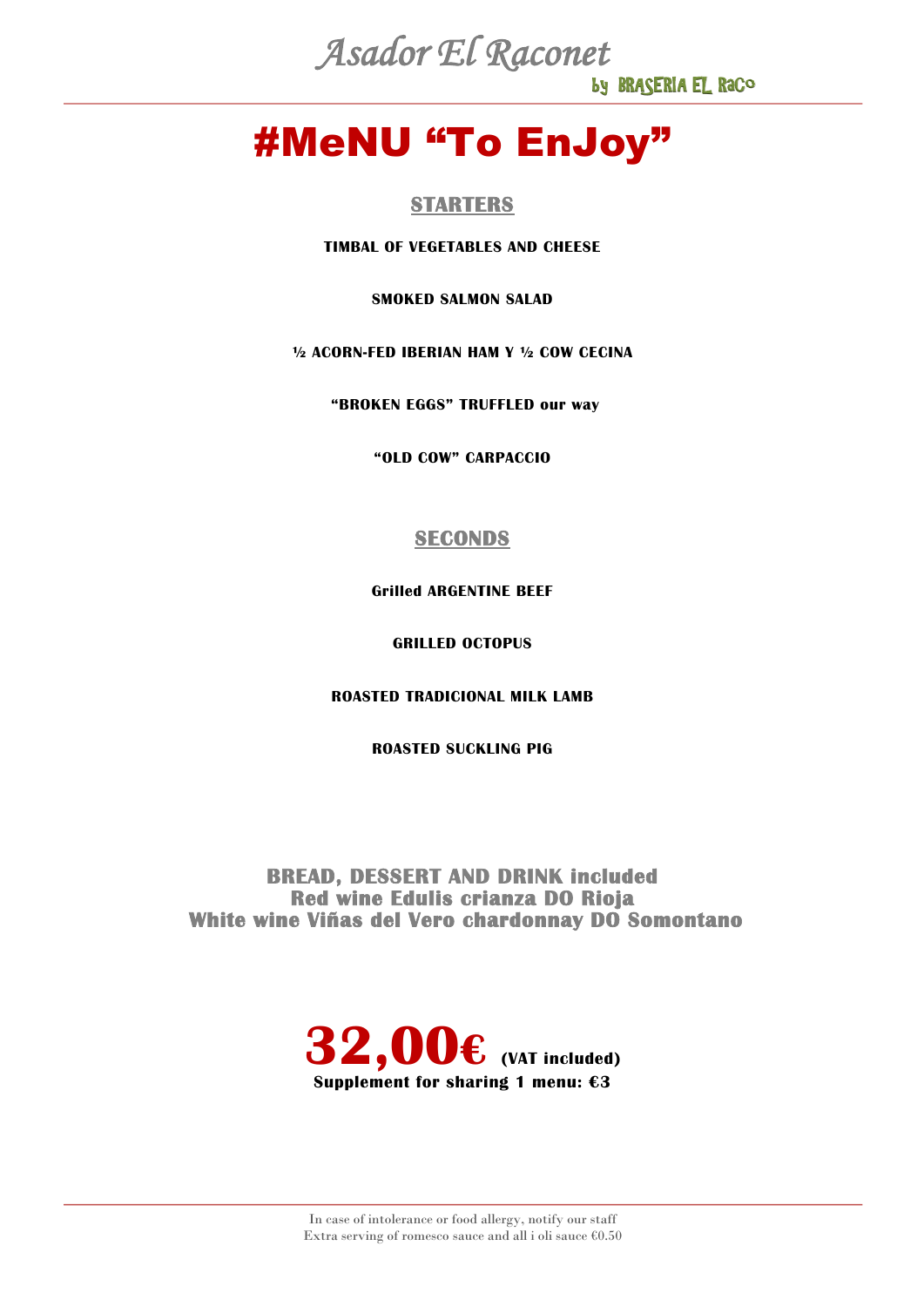# Asador El Raconet

by BRASERIA EL RaCo

# #MeNU “To EnJoy”

## STARTERS

**TIMBAL OF VEGETABLES AND CHEESE**

**SMOKED SALMON SALAD**

**½ ACORN-FED IBERIAN HAM Y ½ COW CECINA**

**“BROKEN EGGS” TRUFFLED our way**

**“OLD COW” CARPACCIO**

## SECONDS

**Grilled ARGENTINE BEEF**

**GRILLED OCTOPUS**

**ROASTED TRADICIONAL MILK LAMB**

**ROASTED SUCKLING PIG**

**BREAD, DESSERT AND DRINK included**
**Red wine Edulis crianza DO Rioja**
**White wine Viñas del Vero chardonnay DO Somontano**

**32,00€ (VAT included)**
**Supplement for sharing 1 menu: €3**

In case of intolerance or food allergy, notify our staff
Extra serving of romesco sauce and all i oli sauce €0.50